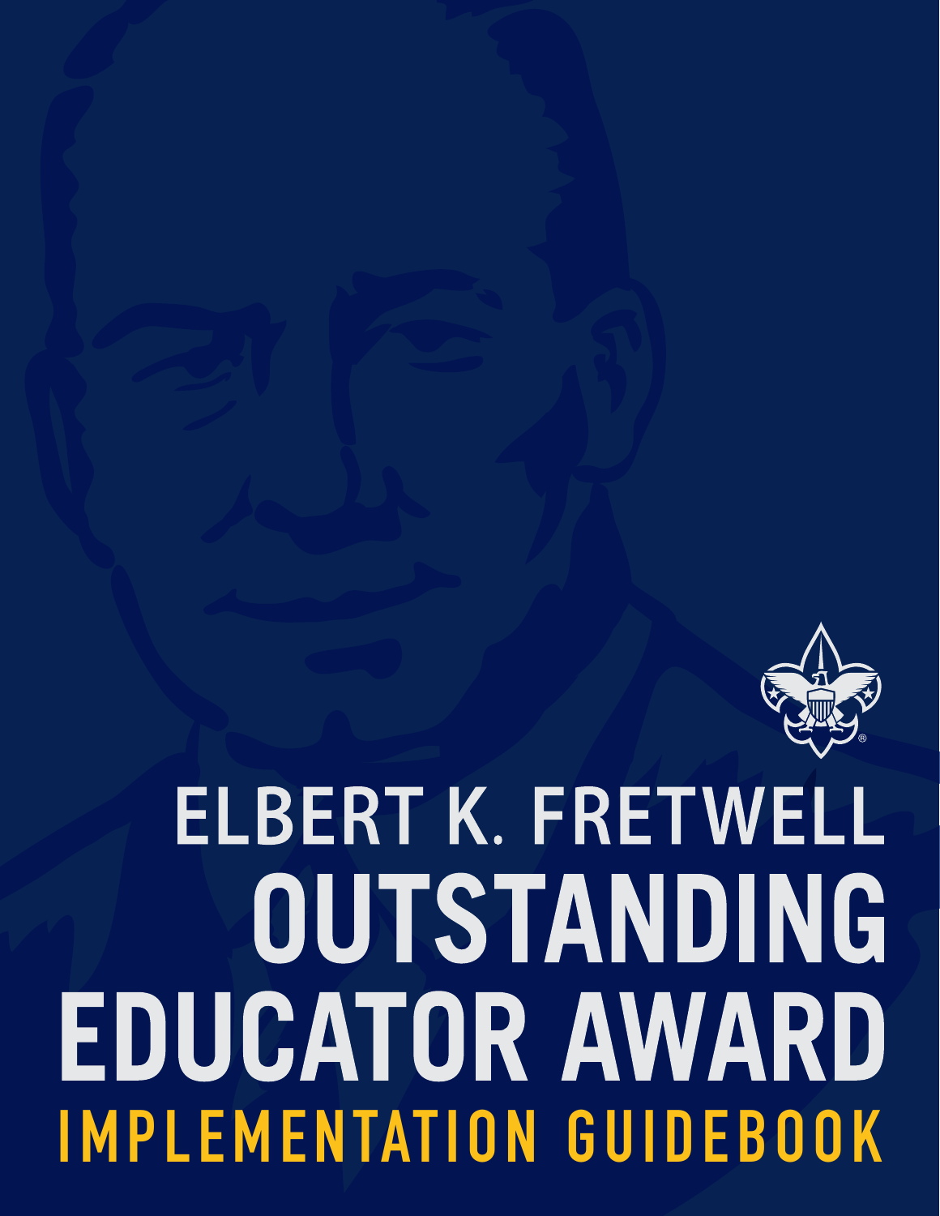# ELBERT K. FRETWELL OUTSTANDING EDUCATOR AWARD

## IMPLEMENTATION GUIDEBOOK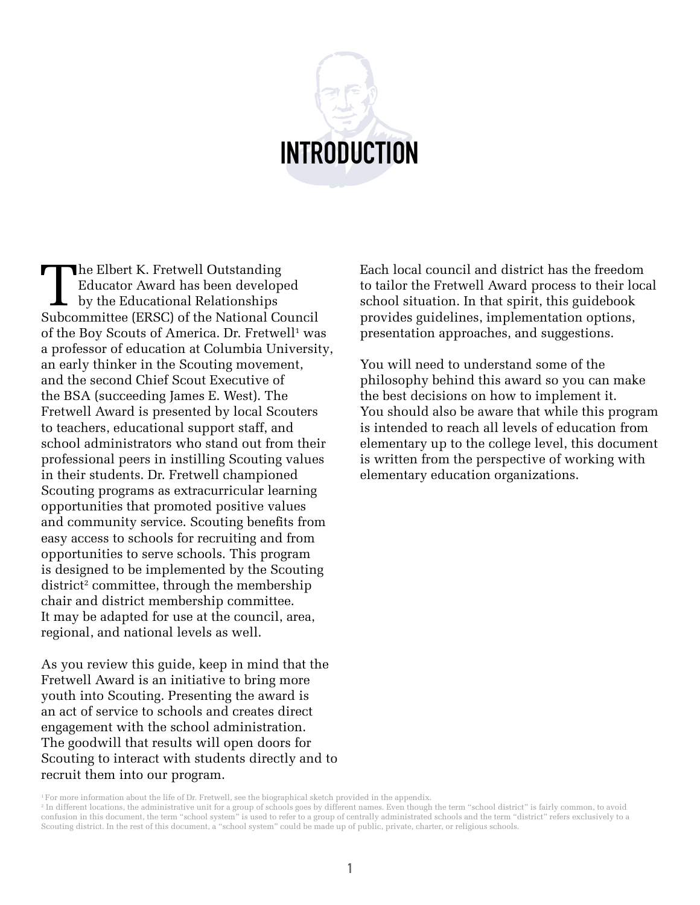# INTRODUCTION

The Elbert K. Fretwell Outstanding Educator Award has been developed by the Educational Relationships Subcommittee (ERSC) of the National Council of the Boy Scouts of America. Dr. Fretwell[1] was a professor of education at Columbia University, an early thinker in the Scouting movement, and the second Chief Scout Executive of the BSA (succeeding James E. West). The Fretwell Award is presented by local Scouters to teachers, educational support staff, and school administrators who stand out from their professional peers in instilling Scouting values in their students. Dr. Fretwell championed Scouting programs as extracurricular learning opportunities that promoted positive values and community service. Scouting benefits from easy access to schools for recruiting and from opportunities to serve schools. This program is designed to be implemented by the Scouting district[2] committee, through the membership chair and district membership committee. It may be adapted for use at the council, area, regional, and national levels as well.

As you review this guide, keep in mind that the Fretwell Award is an initiative to bring more youth into Scouting. Presenting the award is an act of service to schools and creates direct engagement with the school administration. The goodwill that results will open doors for Scouting to interact with students directly and to recruit them into our program.

Each local council and district has the freedom to tailor the Fretwell Award process to their local school situation. In that spirit, this guidebook provides guidelines, implementation options, presentation approaches, and suggestions.

You will need to understand some of the philosophy behind this award so you can make the best decisions on how to implement it. You should also be aware that while this program is intended to reach all levels of education from elementary up to the college level, this document is written from the perspective of working with elementary education organizations.

[1] For more information about the life of Dr. Fretwell, see the biographical sketch provided in the appendix.

[2] In different locations, the administrative unit for a group of schools goes by different names. Even though the term "school district" is fairly common, to avoid confusion in this document, the term "school system" is used to refer to a group of centrally administrated schools and the term "district" refers exclusively to a Scouting district. In the rest of this document, a "school system" could be made up of public, private, charter, or religious schools.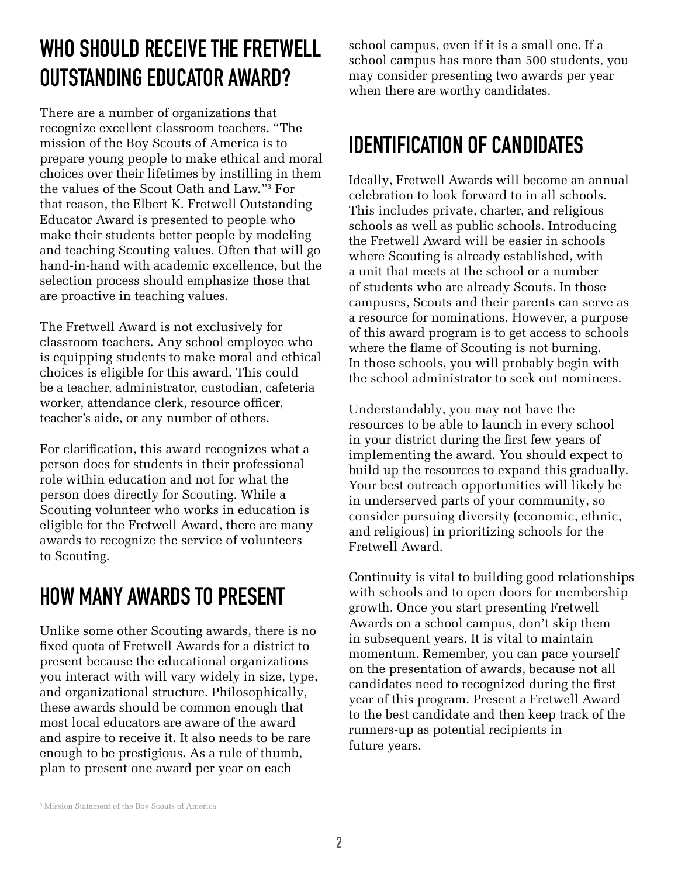## WHO SHOULD RECEIVE THE FRETWELL OUTSTANDING EDUCATOR AWARD?

There are a number of organizations that recognize excellent classroom teachers. "The mission of the Boy Scouts of America is to prepare young people to make ethical and moral choices over their lifetimes by instilling in them the values of the Scout Oath and Law."[3] For that reason, the Elbert K. Fretwell Outstanding Educator Award is presented to people who make their students better people by modeling and teaching Scouting values. Often that will go hand-in-hand with academic excellence, but the selection process should emphasize those that are proactive in teaching values.

The Fretwell Award is not exclusively for classroom teachers. Any school employee who is equipping students to make moral and ethical choices is eligible for this award. This could be a teacher, administrator, custodian, cafeteria worker, attendance clerk, resource officer, teacher's aide, or any number of others.

For clarification, this award recognizes what a person does for students in their professional role within education and not for what the person does directly for Scouting. While a Scouting volunteer who works in education is eligible for the Fretwell Award, there are many awards to recognize the service of volunteers to Scouting.

## HOW MANY AWARDS TO PRESENT

Unlike some other Scouting awards, there is no fixed quota of Fretwell Awards for a district to present because the educational organizations you interact with will vary widely in size, type, and organizational structure. Philosophically, these awards should be common enough that most local educators are aware of the award and aspire to receive it. It also needs to be rare enough to be prestigious. As a rule of thumb, plan to present one award per year on each school campus, even if it is a small one. If a school campus has more than 500 students, you may consider presenting two awards per year when there are worthy candidates.

## IDENTIFICATION OF CANDIDATES

Ideally, Fretwell Awards will become an annual celebration to look forward to in all schools. This includes private, charter, and religious schools as well as public schools. Introducing the Fretwell Award will be easier in schools where Scouting is already established, with a unit that meets at the school or a number of students who are already Scouts. In those campuses, Scouts and their parents can serve as a resource for nominations. However, a purpose of this award program is to get access to schools where the flame of Scouting is not burning. In those schools, you will probably begin with the school administrator to seek out nominees.

Understandably, you may not have the resources to be able to launch in every school in your district during the first few years of implementing the award. You should expect to build up the resources to expand this gradually. Your best outreach opportunities will likely be in underserved parts of your community, so consider pursuing diversity (economic, ethnic, and religious) in prioritizing schools for the Fretwell Award.

Continuity is vital to building good relationships with schools and to open doors for membership growth. Once you start presenting Fretwell Awards on a school campus, don't skip them in subsequent years. It is vital to maintain momentum. Remember, you can pace yourself on the presentation of awards, because not all candidates need to recognized during the first year of this program. Present a Fretwell Award to the best candidate and then keep track of the runners-up as potential recipients in future years.

[3] Mission Statement of the Boy Scouts of America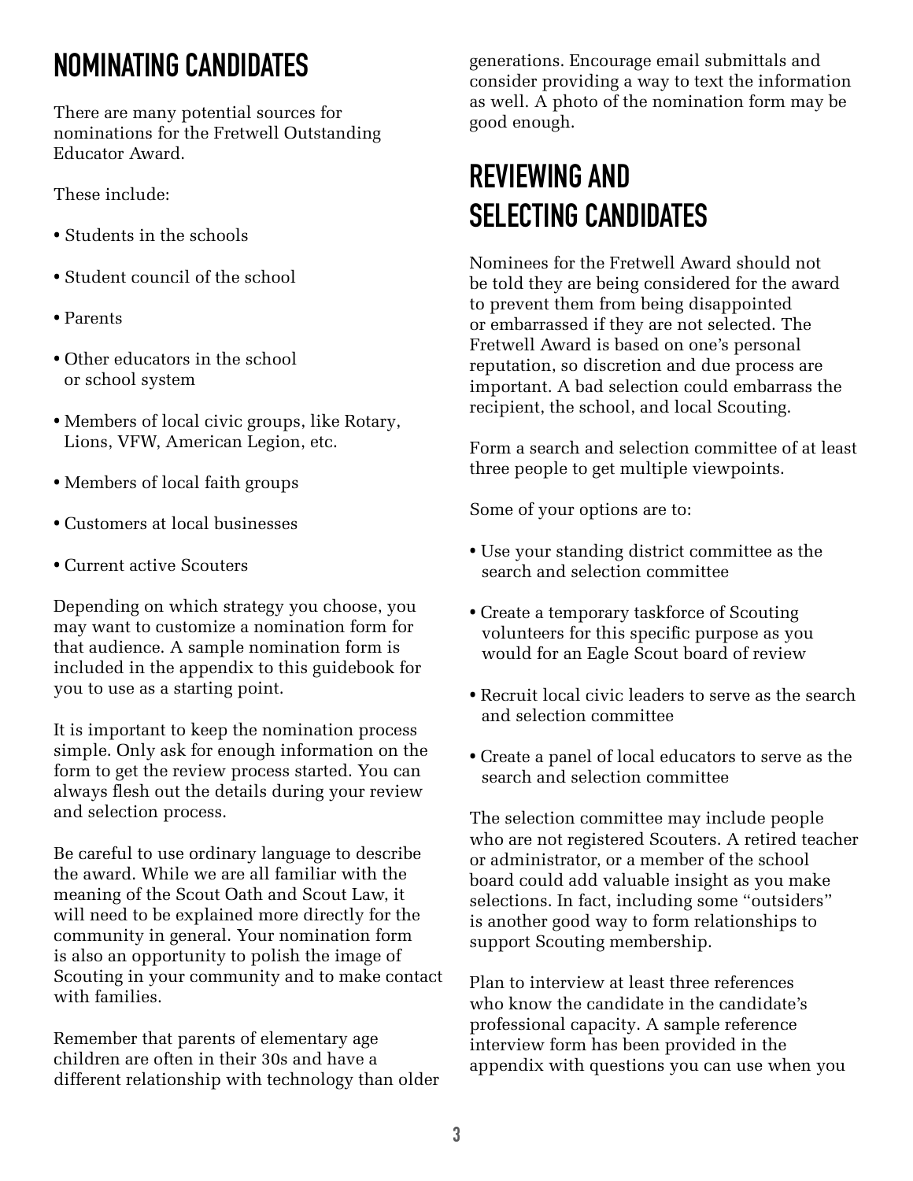## NOMINATING CANDIDATES

There are many potential sources for nominations for the Fretwell Outstanding Educator Award.

These include:

- Students in the schools
- Student council of the school
- Parents
- Other educators in the school or school system
- Members of local civic groups, like Rotary, Lions, VFW, American Legion, etc.
- Members of local faith groups
- Customers at local businesses
- Current active Scouters

Depending on which strategy you choose, you may want to customize a nomination form for that audience. A sample nomination form is included in the appendix to this guidebook for you to use as a starting point.

It is important to keep the nomination process simple. Only ask for enough information on the form to get the review process started. You can always flesh out the details during your review and selection process.

Be careful to use ordinary language to describe the award. While we are all familiar with the meaning of the Scout Oath and Scout Law, it will need to be explained more directly for the community in general. Your nomination form is also an opportunity to polish the image of Scouting in your community and to make contact with families.

Remember that parents of elementary age children are often in their 30s and have a different relationship with technology than older generations. Encourage email submittals and consider providing a way to text the information as well. A photo of the nomination form may be good enough.

## REVIEWING AND SELECTING CANDIDATES

Nominees for the Fretwell Award should not be told they are being considered for the award to prevent them from being disappointed or embarrassed if they are not selected. The Fretwell Award is based on one's personal reputation, so discretion and due process are important. A bad selection could embarrass the recipient, the school, and local Scouting.

Form a search and selection committee of at least three people to get multiple viewpoints.

Some of your options are to:

- Use your standing district committee as the search and selection committee
- Create a temporary taskforce of Scouting volunteers for this specific purpose as you would for an Eagle Scout board of review
- Recruit local civic leaders to serve as the search and selection committee
- Create a panel of local educators to serve as the search and selection committee

The selection committee may include people who are not registered Scouters. A retired teacher or administrator, or a member of the school board could add valuable insight as you make selections. In fact, including some "outsiders" is another good way to form relationships to support Scouting membership.

Plan to interview at least three references who know the candidate in the candidate's professional capacity. A sample reference interview form has been provided in the appendix with questions you can use when you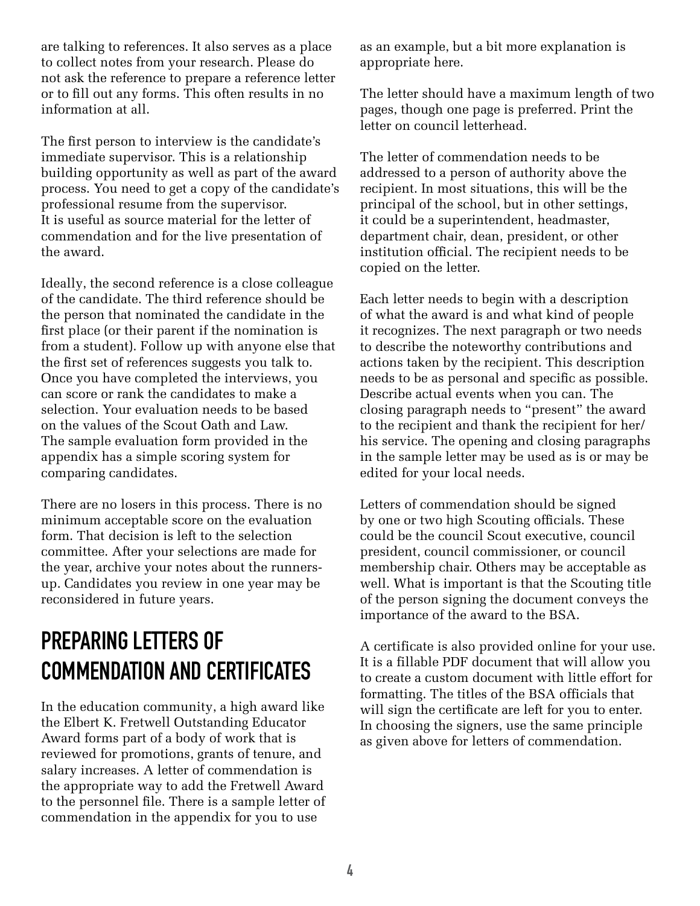are talking to references. It also serves as a place to collect notes from your research. Please do not ask the reference to prepare a reference letter or to fill out any forms. This often results in no information at all.

The first person to interview is the candidate's immediate supervisor. This is a relationship building opportunity as well as part of the award process. You need to get a copy of the candidate's professional resume from the supervisor. It is useful as source material for the letter of commendation and for the live presentation of the award.

Ideally, the second reference is a close colleague of the candidate. The third reference should be the person that nominated the candidate in the first place (or their parent if the nomination is from a student). Follow up with anyone else that the first set of references suggests you talk to. Once you have completed the interviews, you can score or rank the candidates to make a selection. Your evaluation needs to be based on the values of the Scout Oath and Law. The sample evaluation form provided in the appendix has a simple scoring system for comparing candidates.

There are no losers in this process. There is no minimum acceptable score on the evaluation form. That decision is left to the selection committee. After your selections are made for the year, archive your notes about the runners-up. Candidates you review in one year may be reconsidered in future years.

## PREPARING LETTERS OF COMMENDATION AND CERTIFICATES

In the education community, a high award like the Elbert K. Fretwell Outstanding Educator Award forms part of a body of work that is reviewed for promotions, grants of tenure, and salary increases. A letter of commendation is the appropriate way to add the Fretwell Award to the personnel file. There is a sample letter of commendation in the appendix for you to use as an example, but a bit more explanation is appropriate here.

The letter should have a maximum length of two pages, though one page is preferred. Print the letter on council letterhead.

The letter of commendation needs to be addressed to a person of authority above the recipient. In most situations, this will be the principal of the school, but in other settings, it could be a superintendent, headmaster, department chair, dean, president, or other institution official. The recipient needs to be copied on the letter.

Each letter needs to begin with a description of what the award is and what kind of people it recognizes. The next paragraph or two needs to describe the noteworthy contributions and actions taken by the recipient. This description needs to be as personal and specific as possible. Describe actual events when you can. The closing paragraph needs to "present" the award to the recipient and thank the recipient for her/his service. The opening and closing paragraphs in the sample letter may be used as is or may be edited for your local needs.

Letters of commendation should be signed by one or two high Scouting officials. These could be the council Scout executive, council president, council commissioner, or council membership chair. Others may be acceptable as well. What is important is that the Scouting title of the person signing the document conveys the importance of the award to the BSA.

A certificate is also provided online for your use. It is a fillable PDF document that will allow you to create a custom document with little effort for formatting. The titles of the BSA officials that will sign the certificate are left for you to enter. In choosing the signers, use the same principle as given above for letters of commendation.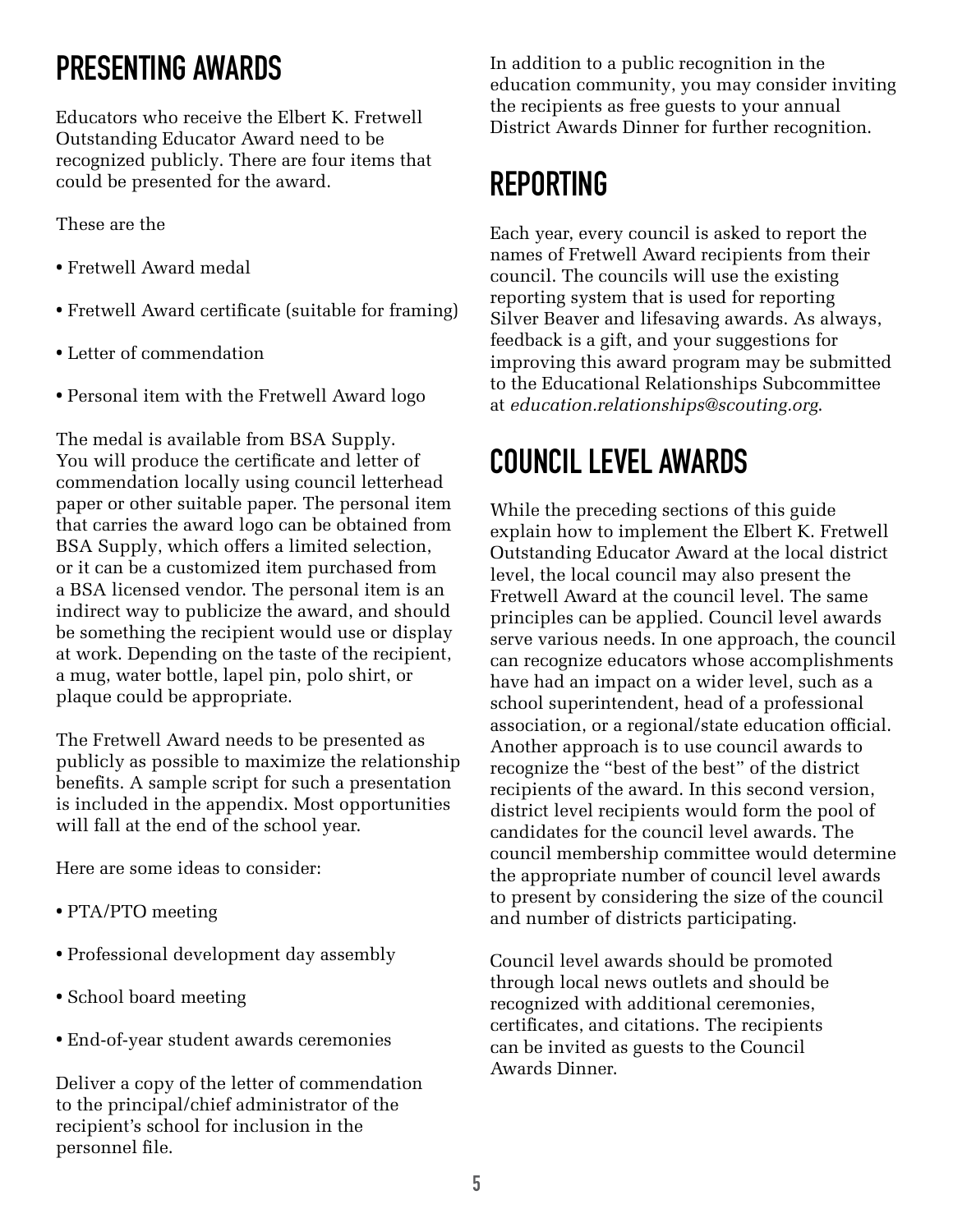## PRESENTING AWARDS

Educators who receive the Elbert K. Fretwell Outstanding Educator Award need to be recognized publicly. There are four items that could be presented for the award.

These are the

- Fretwell Award medal
- Fretwell Award certificate (suitable for framing)
- Letter of commendation
- Personal item with the Fretwell Award logo

The medal is available from BSA Supply. You will produce the certificate and letter of commendation locally using council letterhead paper or other suitable paper. The personal item that carries the award logo can be obtained from BSA Supply, which offers a limited selection, or it can be a customized item purchased from a BSA licensed vendor. The personal item is an indirect way to publicize the award, and should be something the recipient would use or display at work. Depending on the taste of the recipient, a mug, water bottle, lapel pin, polo shirt, or plaque could be appropriate.

The Fretwell Award needs to be presented as publicly as possible to maximize the relationship benefits. A sample script for such a presentation is included in the appendix. Most opportunities will fall at the end of the school year.

Here are some ideas to consider:

- PTA/PTO meeting
- Professional development day assembly
- School board meeting
- End-of-year student awards ceremonies

Deliver a copy of the letter of commendation to the principal/chief administrator of the recipient's school for inclusion in the personnel file.

In addition to a public recognition in the education community, you may consider inviting the recipients as free guests to your annual District Awards Dinner for further recognition.

## REPORTING

Each year, every council is asked to report the names of Fretwell Award recipients from their council. The councils will use the existing reporting system that is used for reporting Silver Beaver and lifesaving awards. As always, feedback is a gift, and your suggestions for improving this award program may be submitted to the Educational Relationships Subcommittee at *education.relationships@scouting.org*.

## COUNCIL LEVEL AWARDS

While the preceding sections of this guide explain how to implement the Elbert K. Fretwell Outstanding Educator Award at the local district level, the local council may also present the Fretwell Award at the council level. The same principles can be applied. Council level awards serve various needs. In one approach, the council can recognize educators whose accomplishments have had an impact on a wider level, such as a school superintendent, head of a professional association, or a regional/state education official. Another approach is to use council awards to recognize the "best of the best" of the district recipients of the award. In this second version, district level recipients would form the pool of candidates for the council level awards. The council membership committee would determine the appropriate number of council level awards to present by considering the size of the council and number of districts participating.

Council level awards should be promoted through local news outlets and should be recognized with additional ceremonies, certificates, and citations. The recipients can be invited as guests to the Council Awards Dinner.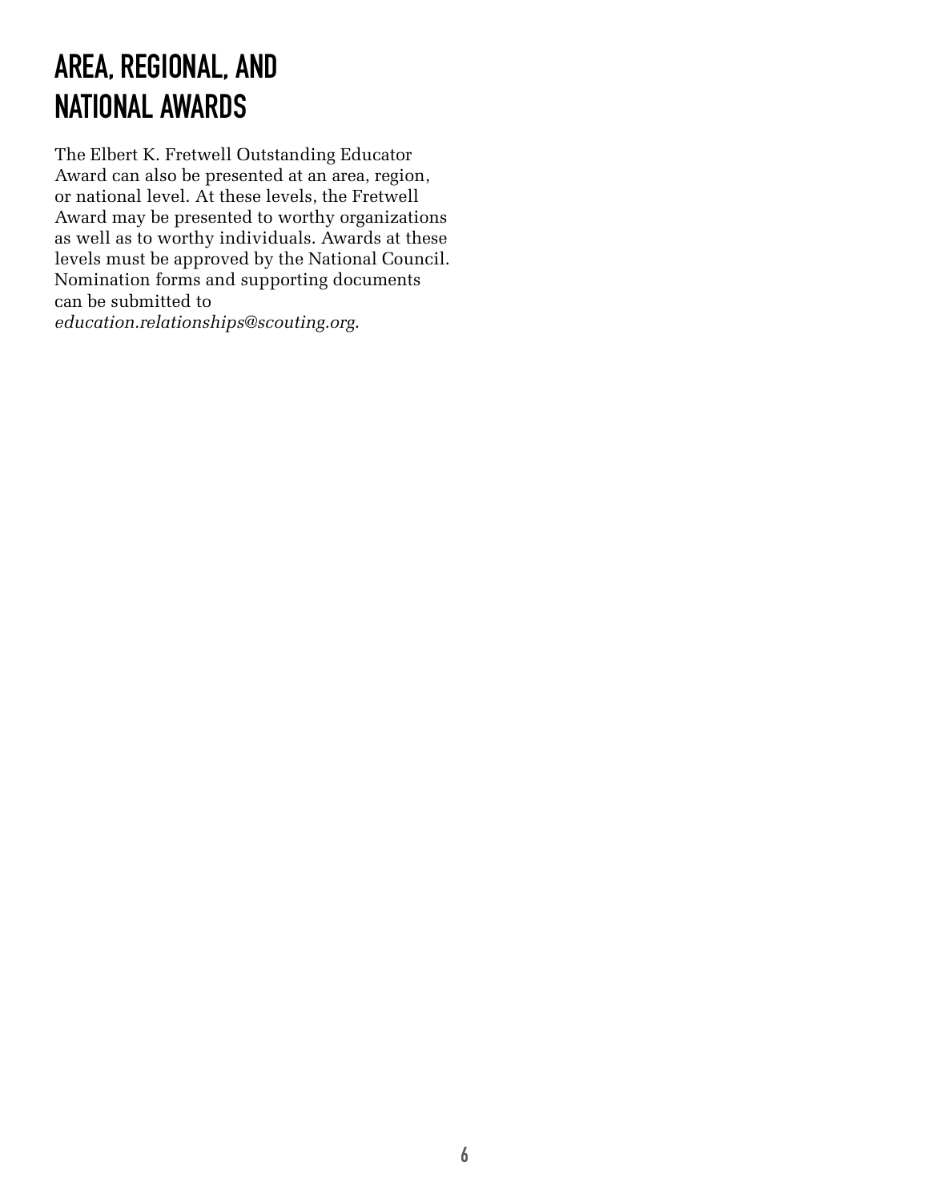# AREA, REGIONAL, AND NATIONAL AWARDS

The Elbert K. Fretwell Outstanding Educator Award can also be presented at an area, region, or national level. At these levels, the Fretwell Award may be presented to worthy organizations as well as to worthy individuals. Awards at these levels must be approved by the National Council. Nomination forms and supporting documents can be submitted to *education.relationships@scouting.org*.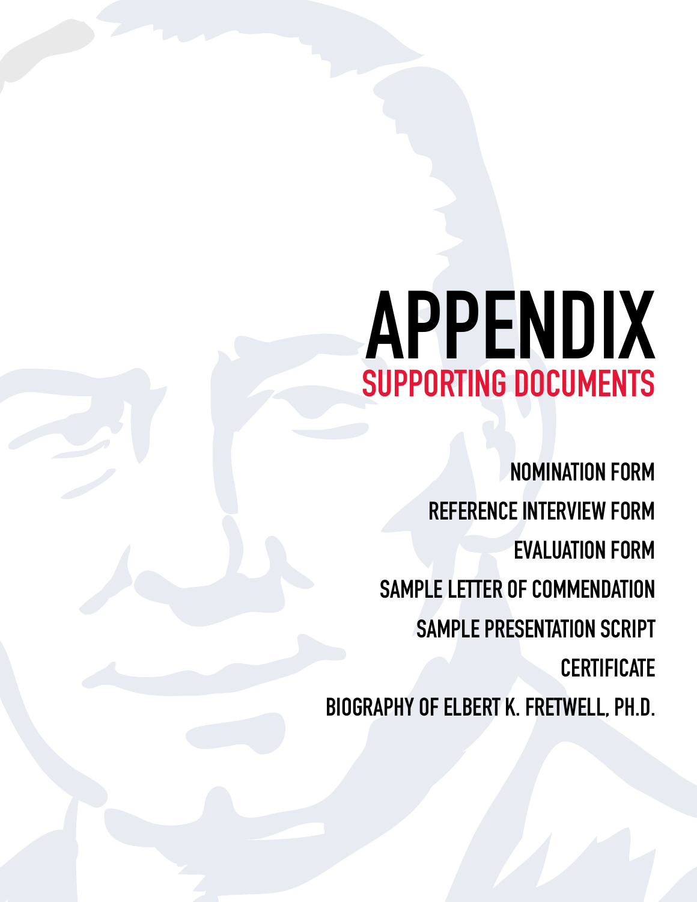# APPENDIX

## SUPPORTING DOCUMENTS

- NOMINATION FORM
- REFERENCE INTERVIEW FORM
- EVALUATION FORM
- SAMPLE LETTER OF COMMENDATION
- SAMPLE PRESENTATION SCRIPT
- CERTIFICATE
- BIOGRAPHY OF ELBERT K. FRETWELL, PH.D.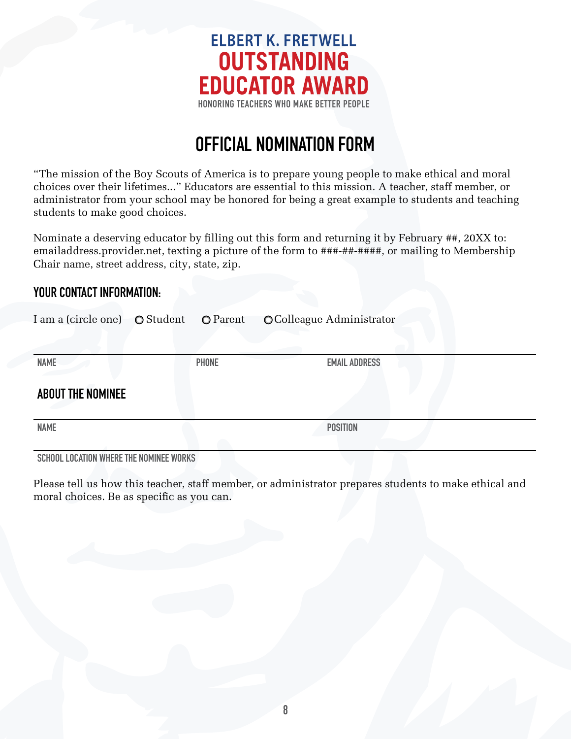# ELBERT K. FRETWELL OUTSTANDING EDUCATOR AWARD

HONORING TEACHERS WHO MAKE BETTER PEOPLE

## OFFICIAL NOMINATION FORM

"The mission of the Boy Scouts of America is to prepare young people to make ethical and moral choices over their lifetimes..." Educators are essential to this mission. A teacher, staff member, or administrator from your school may be honored for being a great example to students and teaching students to make good choices.

Nominate a deserving educator by filling out this form and returning it by February ##, 20XX to: emailaddress.provider.net, texting a picture of the form to ###-##-####, or mailing to Membership Chair name, street address, city, state, zip.

### YOUR CONTACT INFORMATION:

I am a (circle one) ○ Student ○ Parent ○ Colleague Administrator

NAME PHONE EMAIL ADDRESS

### ABOUT THE NOMINEE

NAME POSITION

SCHOOL LOCATION WHERE THE NOMINEE WORKS

Please tell us how this teacher, staff member, or administrator prepares students to make ethical and moral choices. Be as specific as you can.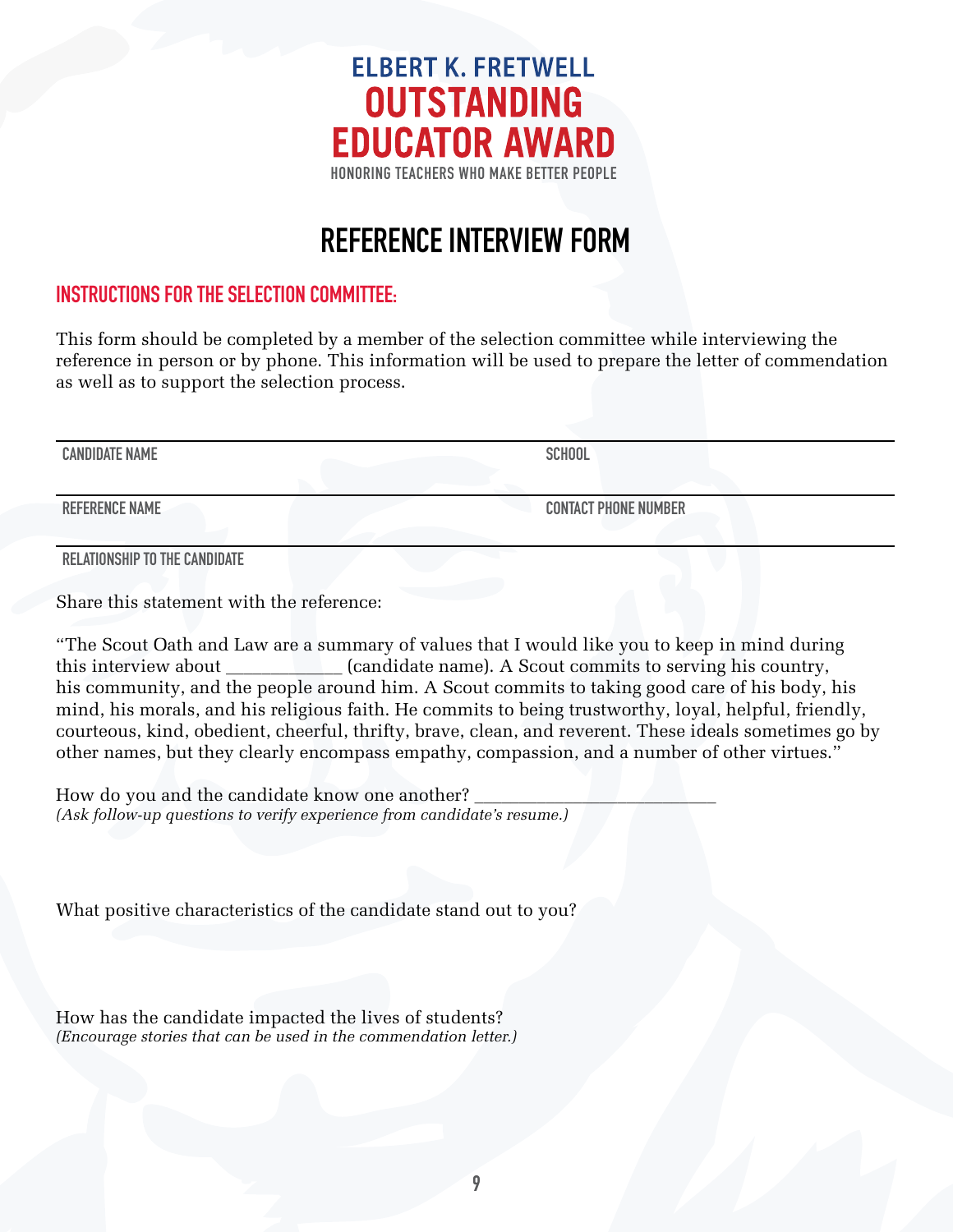# ELBERT K. FRETWELL
# OUTSTANDING EDUCATOR AWARD

HONORING TEACHERS WHO MAKE BETTER PEOPLE

## REFERENCE INTERVIEW FORM

### INSTRUCTIONS FOR THE SELECTION COMMITTEE:

This form should be completed by a member of the selection committee while interviewing the reference in person or by phone. This information will be used to prepare the letter of commendation as well as to support the selection process.

| CANDIDATE NAME | SCHOOL |
|---|---|
| REFERENCE NAME | CONTACT PHONE NUMBER |
| RELATIONSHIP TO THE CANDIDATE | |

Share this statement with the reference:

"The Scout Oath and Law are a summary of values that I would like you to keep in mind during this interview about ____________ (candidate name). A Scout commits to serving his country, his community, and the people around him. A Scout commits to taking good care of his body, his mind, his morals, and his religious faith. He commits to being trustworthy, loyal, helpful, friendly, courteous, kind, obedient, cheerful, thrifty, brave, clean, and reverent. These ideals sometimes go by other names, but they clearly encompass empathy, compassion, and a number of other virtues."

How do you and the candidate know one another? __________________________
*(Ask follow-up questions to verify experience from candidate's resume.)*

What positive characteristics of the candidate stand out to you?

How has the candidate impacted the lives of students?
*(Encourage stories that can be used in the commendation letter.)*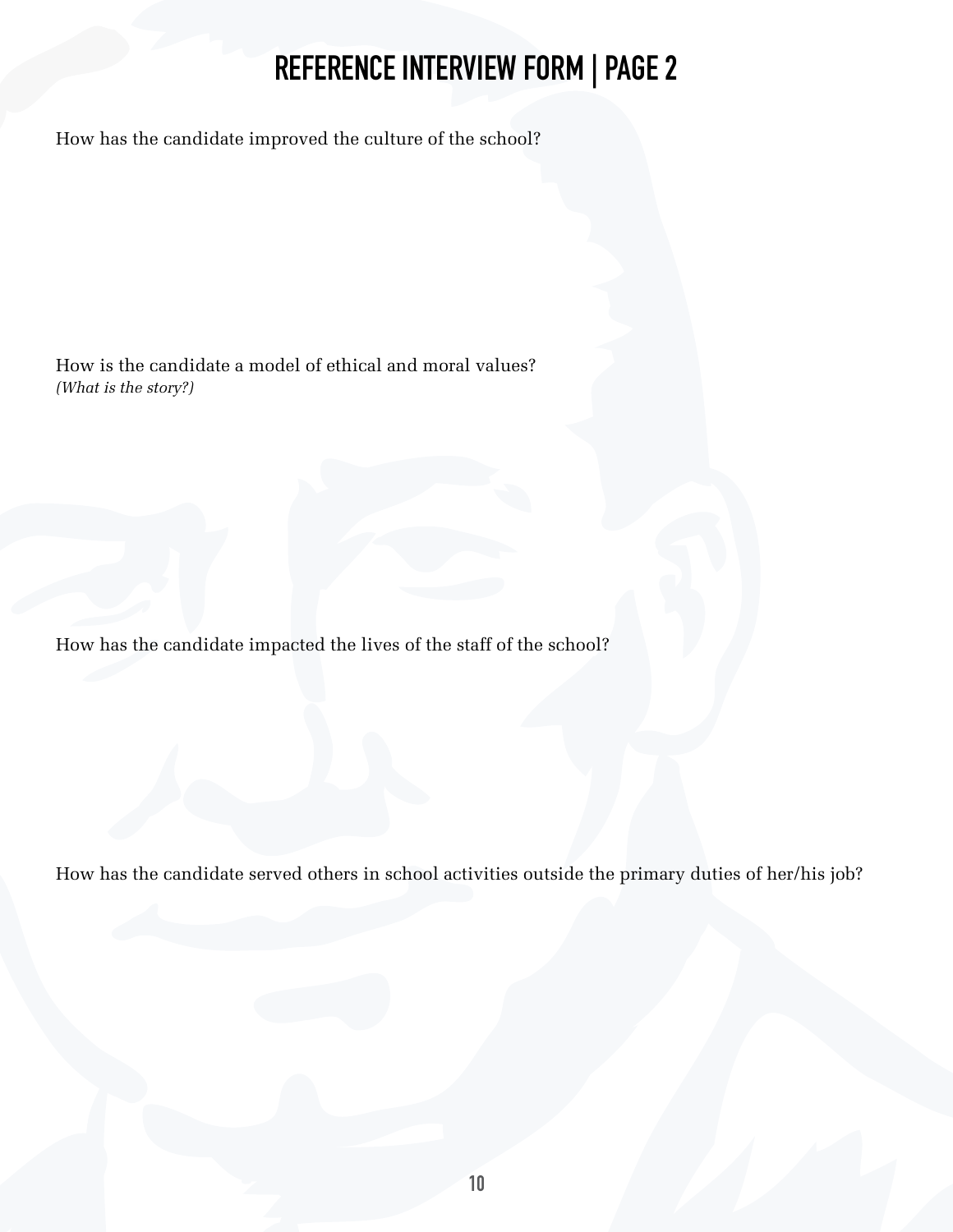# REFERENCE INTERVIEW FORM | PAGE 2

How has the candidate improved the culture of the school?

How is the candidate a model of ethical and moral values?
*(What is the story?)*

How has the candidate impacted the lives of the staff of the school?

How has the candidate served others in school activities outside the primary duties of her/his job?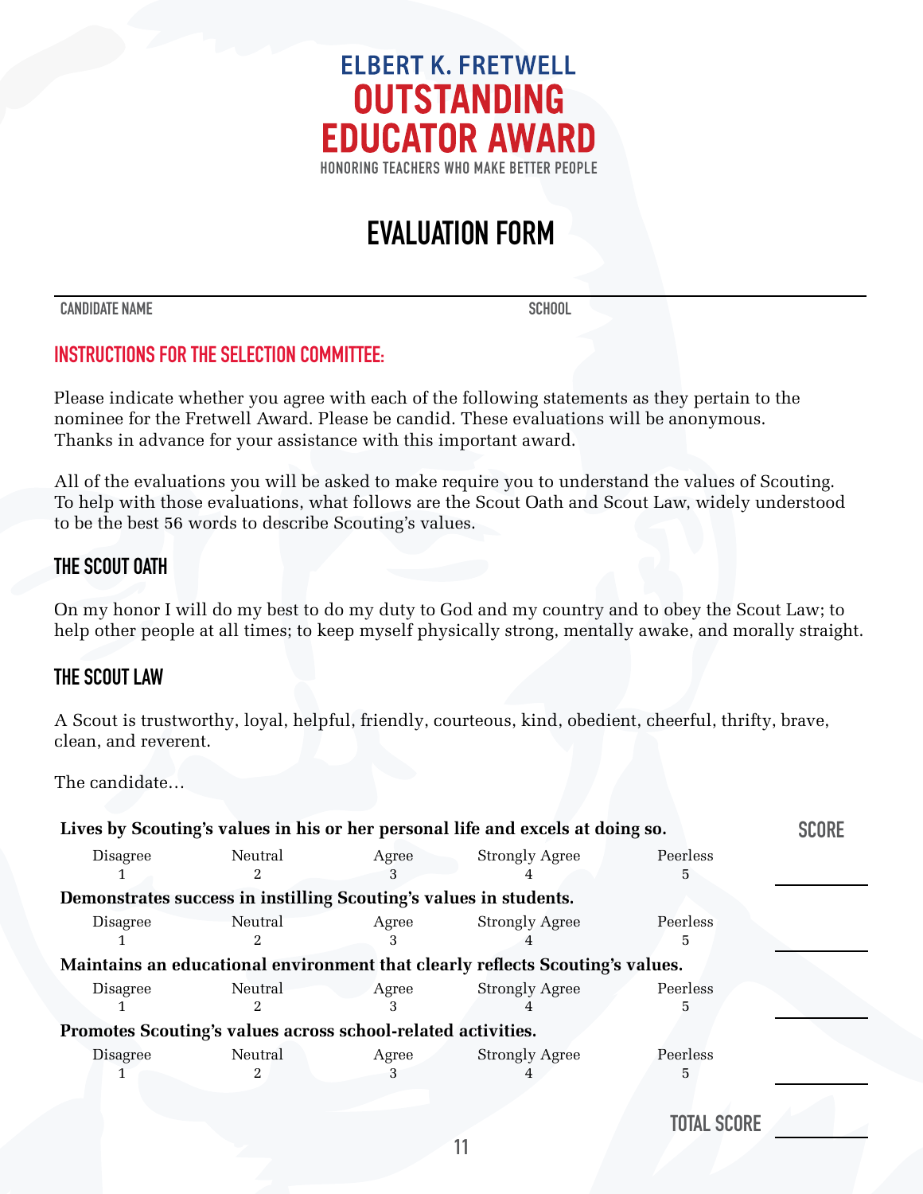# ELBERT K. FRETWELL OUTSTANDING EDUCATOR AWARD

HONORING TEACHERS WHO MAKE BETTER PEOPLE

## EVALUATION FORM

CANDIDATE NAME ______________________ SCHOOL ______________________

### INSTRUCTIONS FOR THE SELECTION COMMITTEE:

Please indicate whether you agree with each of the following statements as they pertain to the nominee for the Fretwell Award. Please be candid. These evaluations will be anonymous. Thanks in advance for your assistance with this important award.

All of the evaluations you will be asked to make require you to understand the values of Scouting. To help with those evaluations, what follows are the Scout Oath and Scout Law, widely understood to be the best 56 words to describe Scouting's values.

### THE SCOUT OATH

On my honor I will do my best to do my duty to God and my country and to obey the Scout Law; to help other people at all times; to keep myself physically strong, mentally awake, and morally straight.

### THE SCOUT LAW

A Scout is trustworthy, loyal, helpful, friendly, courteous, kind, obedient, cheerful, thrifty, brave, clean, and reverent.

The candidate…

**Lives by Scouting's values in his or her personal life and excels at doing so.** — **SCORE** ________

| Disagree | Neutral | Agree | Strongly Agree | Peerless |
|---|---|---|---|---|
| 1 | 2 | 3 | 4 | 5 |

**Demonstrates success in instilling Scouting's values in students.** ________

| Disagree | Neutral | Agree | Strongly Agree | Peerless |
|---|---|---|---|---|
| 1 | 2 | 3 | 4 | 5 |

**Maintains an educational environment that clearly reflects Scouting's values.** ________

| Disagree | Neutral | Agree | Strongly Agree | Peerless |
|---|---|---|---|---|
| 1 | 2 | 3 | 4 | 5 |

**Promotes Scouting's values across school-related activities.** ________

| Disagree | Neutral | Agree | Strongly Agree | Peerless |
|---|---|---|---|---|
| 1 | 2 | 3 | 4 | 5 |

**TOTAL SCORE** ________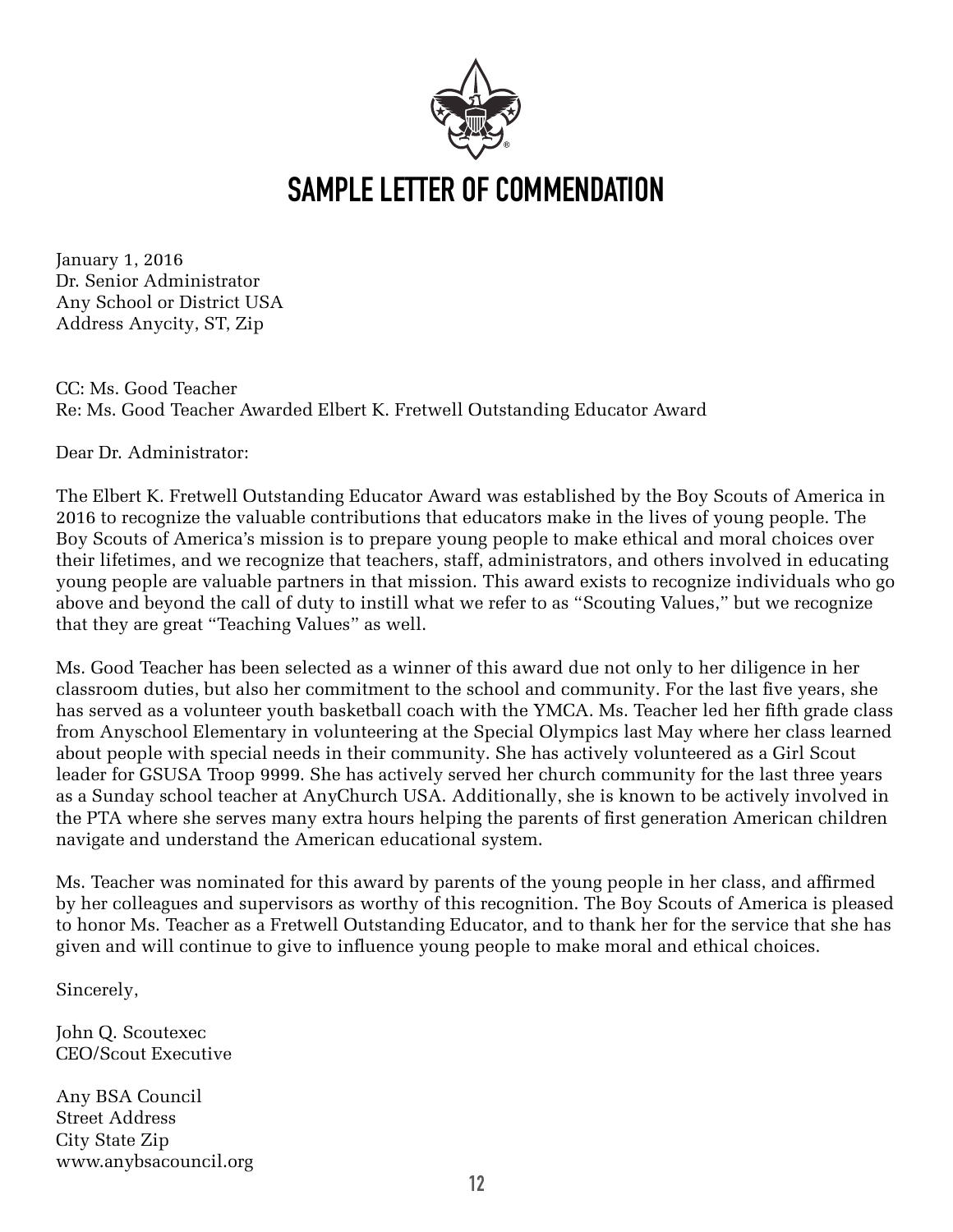# SAMPLE LETTER OF COMMENDATION

January 1, 2016
Dr. Senior Administrator
Any School or District USA
Address Anycity, ST, Zip

CC: Ms. Good Teacher
Re: Ms. Good Teacher Awarded Elbert K. Fretwell Outstanding Educator Award

Dear Dr. Administrator:

The Elbert K. Fretwell Outstanding Educator Award was established by the Boy Scouts of America in 2016 to recognize the valuable contributions that educators make in the lives of young people. The Boy Scouts of America's mission is to prepare young people to make ethical and moral choices over their lifetimes, and we recognize that teachers, staff, administrators, and others involved in educating young people are valuable partners in that mission. This award exists to recognize individuals who go above and beyond the call of duty to instill what we refer to as "Scouting Values," but we recognize that they are great "Teaching Values" as well.

Ms. Good Teacher has been selected as a winner of this award due not only to her diligence in her classroom duties, but also her commitment to the school and community. For the last five years, she has served as a volunteer youth basketball coach with the YMCA. Ms. Teacher led her fifth grade class from Anyschool Elementary in volunteering at the Special Olympics last May where her class learned about people with special needs in their community. She has actively volunteered as a Girl Scout leader for GSUSA Troop 9999. She has actively served her church community for the last three years as a Sunday school teacher at AnyChurch USA. Additionally, she is known to be actively involved in the PTA where she serves many extra hours helping the parents of first generation American children navigate and understand the American educational system.

Ms. Teacher was nominated for this award by parents of the young people in her class, and affirmed by her colleagues and supervisors as worthy of this recognition. The Boy Scouts of America is pleased to honor Ms. Teacher as a Fretwell Outstanding Educator, and to thank her for the service that she has given and will continue to give to influence young people to make moral and ethical choices.

Sincerely,

John Q. Scoutexec
CEO/Scout Executive

Any BSA Council
Street Address
City State Zip
www.anybsacouncil.org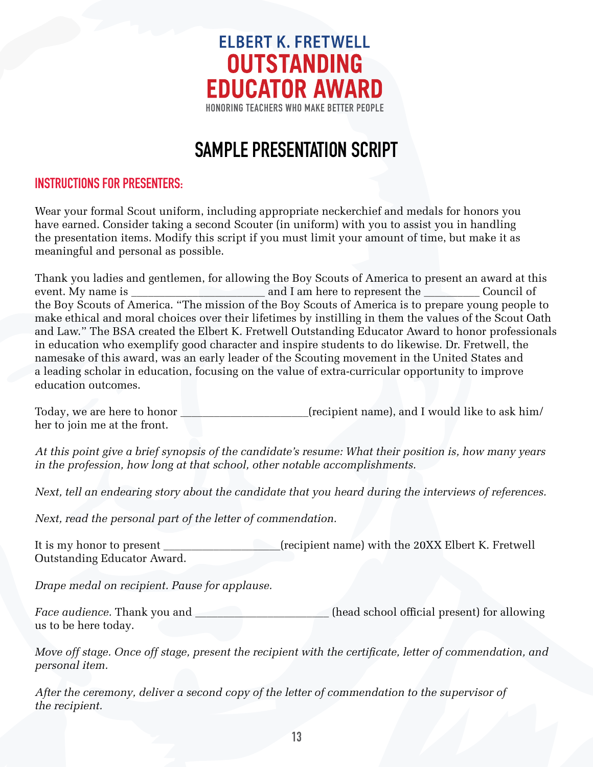# ELBERT K. FRETWELL OUTSTANDING EDUCATOR AWARD

HONORING TEACHERS WHO MAKE BETTER PEOPLE

## SAMPLE PRESENTATION SCRIPT

### INSTRUCTIONS FOR PRESENTERS:

Wear your formal Scout uniform, including appropriate neckerchief and medals for honors you have earned. Consider taking a second Scouter (in uniform) with you to assist you in handling the presentation items. Modify this script if you must limit your amount of time, but make it as meaningful and personal as possible.

Thank you ladies and gentlemen, for allowing the Boy Scouts of America to present an award at this event. My name is ________________________ and I am here to represent the __________ Council of the Boy Scouts of America. "The mission of the Boy Scouts of America is to prepare young people to make ethical and moral choices over their lifetimes by instilling in them the values of the Scout Oath and Law." The BSA created the Elbert K. Fretwell Outstanding Educator Award to honor professionals in education who exemplify good character and inspire students to do likewise. Dr. Fretwell, the namesake of this award, was an early leader of the Scouting movement in the United States and a leading scholar in education, focusing on the value of extra-curricular opportunity to improve education outcomes.

Today, we are here to honor ______________________(recipient name), and I would like to ask him/her to join me at the front.

*At this point give a brief synopsis of the candidate's resume: What their position is, how many years in the profession, how long at that school, other notable accomplishments.*

*Next, tell an endearing story about the candidate that you heard during the interviews of references.*

*Next, read the personal part of the letter of commendation.*

It is my honor to present ____________________(recipient name) with the 20XX Elbert K. Fretwell Outstanding Educator Award.

*Drape medal on recipient. Pause for applause.*

*Face audience.* Thank you and ________________________ (head school official present) for allowing us to be here today.

*Move off stage. Once off stage, present the recipient with the certificate, letter of commendation, and personal item.*

*After the ceremony, deliver a second copy of the letter of commendation to the supervisor of the recipient.*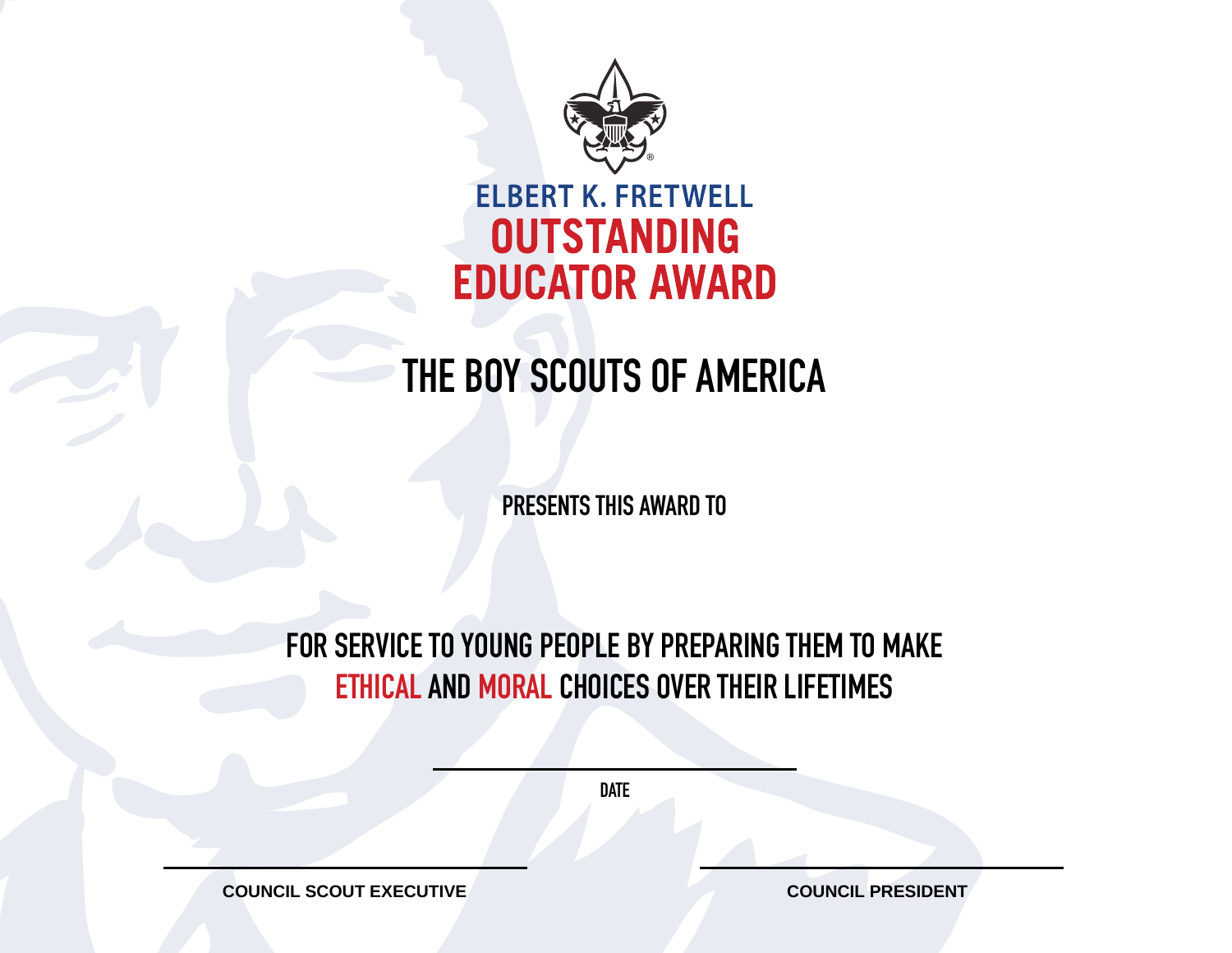# ELBERT K. FRETWELL OUTSTANDING EDUCATOR AWARD

## THE BOY SCOUTS OF AMERICA

PRESENTS THIS AWARD TO

FOR SERVICE TO YOUNG PEOPLE BY PREPARING THEM TO MAKE ETHICAL AND MORAL CHOICES OVER THEIR LIFETIMES

DATE

COUNCIL SCOUT EXECUTIVE

COUNCIL PRESIDENT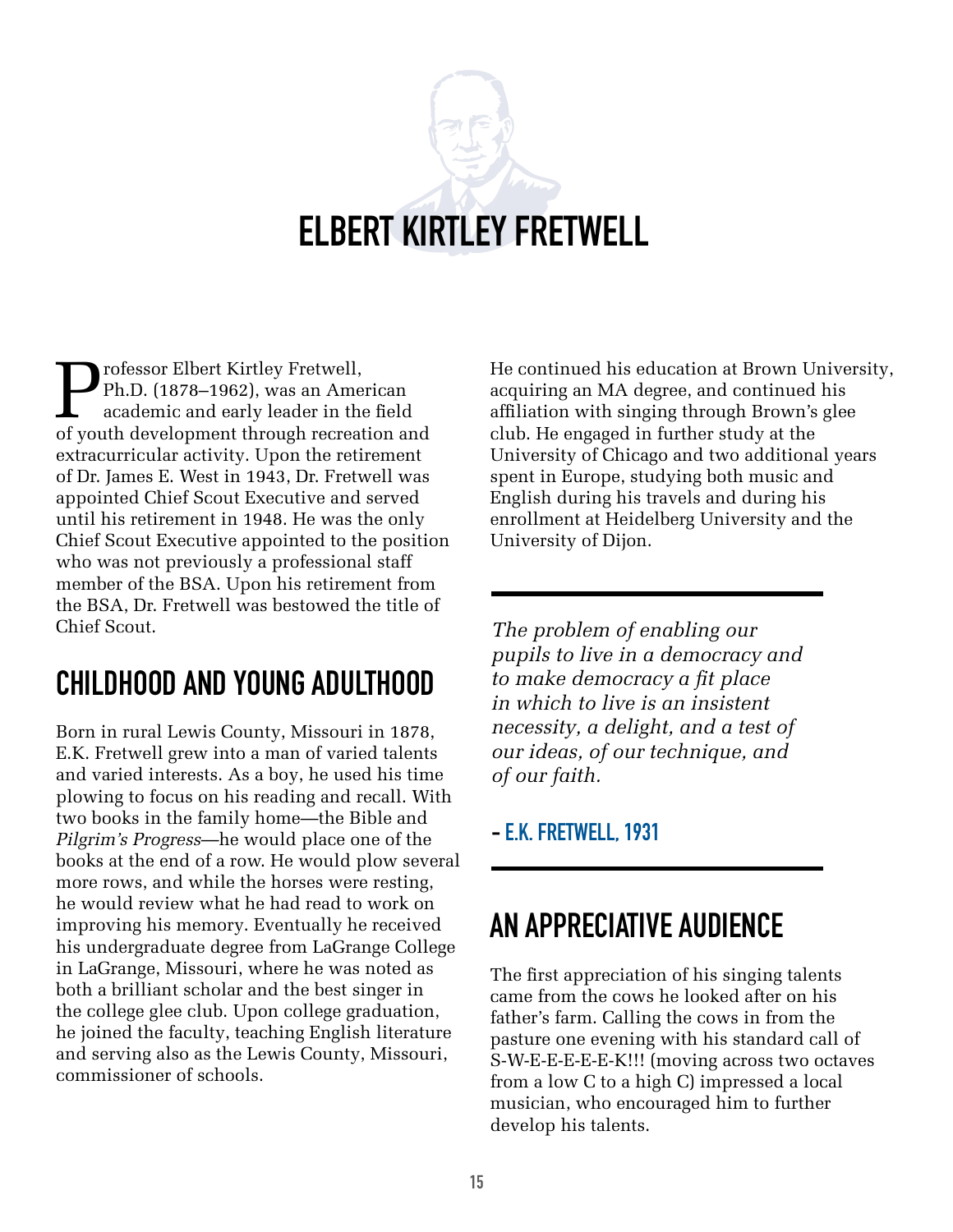# ELBERT KIRTLEY FRETWELL

Professor Elbert Kirtley Fretwell, Ph.D. (1878–1962), was an American academic and early leader in the field of youth development through recreation and extracurricular activity. Upon the retirement of Dr. James E. West in 1943, Dr. Fretwell was appointed Chief Scout Executive and served until his retirement in 1948. He was the only Chief Scout Executive appointed to the position who was not previously a professional staff member of the BSA. Upon his retirement from the BSA, Dr. Fretwell was bestowed the title of Chief Scout.

## CHILDHOOD AND YOUNG ADULTHOOD

Born in rural Lewis County, Missouri in 1878, E.K. Fretwell grew into a man of varied talents and varied interests. As a boy, he used his time plowing to focus on his reading and recall. With two books in the family home—the Bible and *Pilgrim's Progress*—he would place one of the books at the end of a row. He would plow several more rows, and while the horses were resting, he would review what he had read to work on improving his memory. Eventually he received his undergraduate degree from LaGrange College in LaGrange, Missouri, where he was noted as both a brilliant scholar and the best singer in the college glee club. Upon college graduation, he joined the faculty, teaching English literature and serving also as the Lewis County, Missouri, commissioner of schools.

He continued his education at Brown University, acquiring an MA degree, and continued his affiliation with singing through Brown's glee club. He engaged in further study at the University of Chicago and two additional years spent in Europe, studying both music and English during his travels and during his enrollment at Heidelberg University and the University of Dijon.

> *The problem of enabling our pupils to live in a democracy and to make democracy a fit place in which to live is an insistent necessity, a delight, and a test of our ideas, of our technique, and of our faith.*
>
> **- E.K. FRETWELL, 1931**

## AN APPRECIATIVE AUDIENCE

The first appreciation of his singing talents came from the cows he looked after on his father's farm. Calling the cows in from the pasture one evening with his standard call of S-W-E-E-E-E-E-K!!! (moving across two octaves from a low C to a high C) impressed a local musician, who encouraged him to further develop his talents.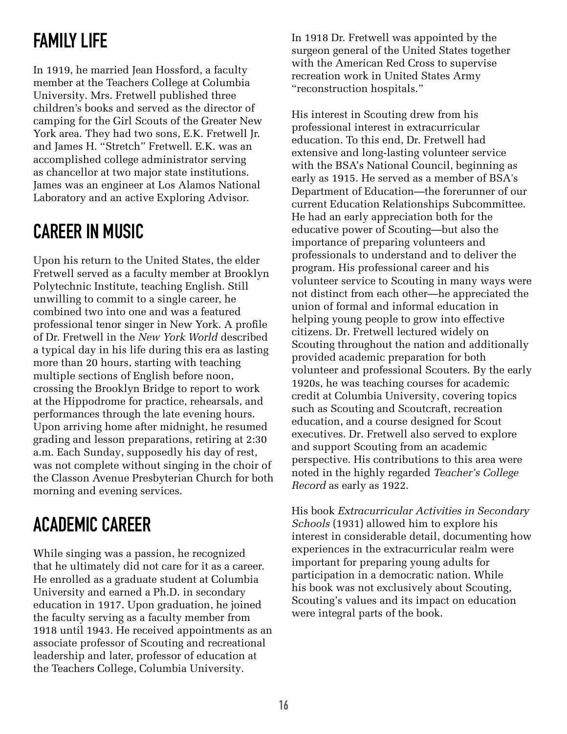## FAMILY LIFE

In 1919, he married Jean Hossford, a faculty member at the Teachers College at Columbia University. Mrs. Fretwell published three children's books and served as the director of camping for the Girl Scouts of the Greater New York area. They had two sons, E.K. Fretwell Jr. and James H. "Stretch" Fretwell. E.K. was an accomplished college administrator serving as chancellor at two major state institutions. James was an engineer at Los Alamos National Laboratory and an active Exploring Advisor.

## CAREER IN MUSIC

Upon his return to the United States, the elder Fretwell served as a faculty member at Brooklyn Polytechnic Institute, teaching English. Still unwilling to commit to a single career, he combined two into one and was a featured professional tenor singer in New York. A profile of Dr. Fretwell in the *New York World* described a typical day in his life during this era as lasting more than 20 hours, starting with teaching multiple sections of English before noon, crossing the Brooklyn Bridge to report to work at the Hippodrome for practice, rehearsals, and performances through the late evening hours. Upon arriving home after midnight, he resumed grading and lesson preparations, retiring at 2:30 a.m. Each Sunday, supposedly his day of rest, was not complete without singing in the choir of the Classon Avenue Presbyterian Church for both morning and evening services.

## ACADEMIC CAREER

While singing was a passion, he recognized that he ultimately did not care for it as a career. He enrolled as a graduate student at Columbia University and earned a Ph.D. in secondary education in 1917. Upon graduation, he joined the faculty serving as a faculty member from 1918 until 1943. He received appointments as an associate professor of Scouting and recreational leadership and later, professor of education at the Teachers College, Columbia University.

In 1918 Dr. Fretwell was appointed by the surgeon general of the United States together with the American Red Cross to supervise recreation work in United States Army "reconstruction hospitals."

His interest in Scouting drew from his professional interest in extracurricular education. To this end, Dr. Fretwell had extensive and long-lasting volunteer service with the BSA's National Council, beginning as early as 1915. He served as a member of BSA's Department of Education—the forerunner of our current Education Relationships Subcommittee. He had an early appreciation both for the educative power of Scouting—but also the importance of preparing volunteers and professionals to understand and to deliver the program. His professional career and his volunteer service to Scouting in many ways were not distinct from each other—he appreciated the union of formal and informal education in helping young people to grow into effective citizens. Dr. Fretwell lectured widely on Scouting throughout the nation and additionally provided academic preparation for both volunteer and professional Scouters. By the early 1920s, he was teaching courses for academic credit at Columbia University, covering topics such as Scouting and Scoutcraft, recreation education, and a course designed for Scout executives. Dr. Fretwell also served to explore and support Scouting from an academic perspective. His contributions to this area were noted in the highly regarded *Teacher's College Record* as early as 1922.

His book *Extracurricular Activities in Secondary Schools* (1931) allowed him to explore his interest in considerable detail, documenting how experiences in the extracurricular realm were important for preparing young adults for participation in a democratic nation. While his book was not exclusively about Scouting, Scouting's values and its impact on education were integral parts of the book.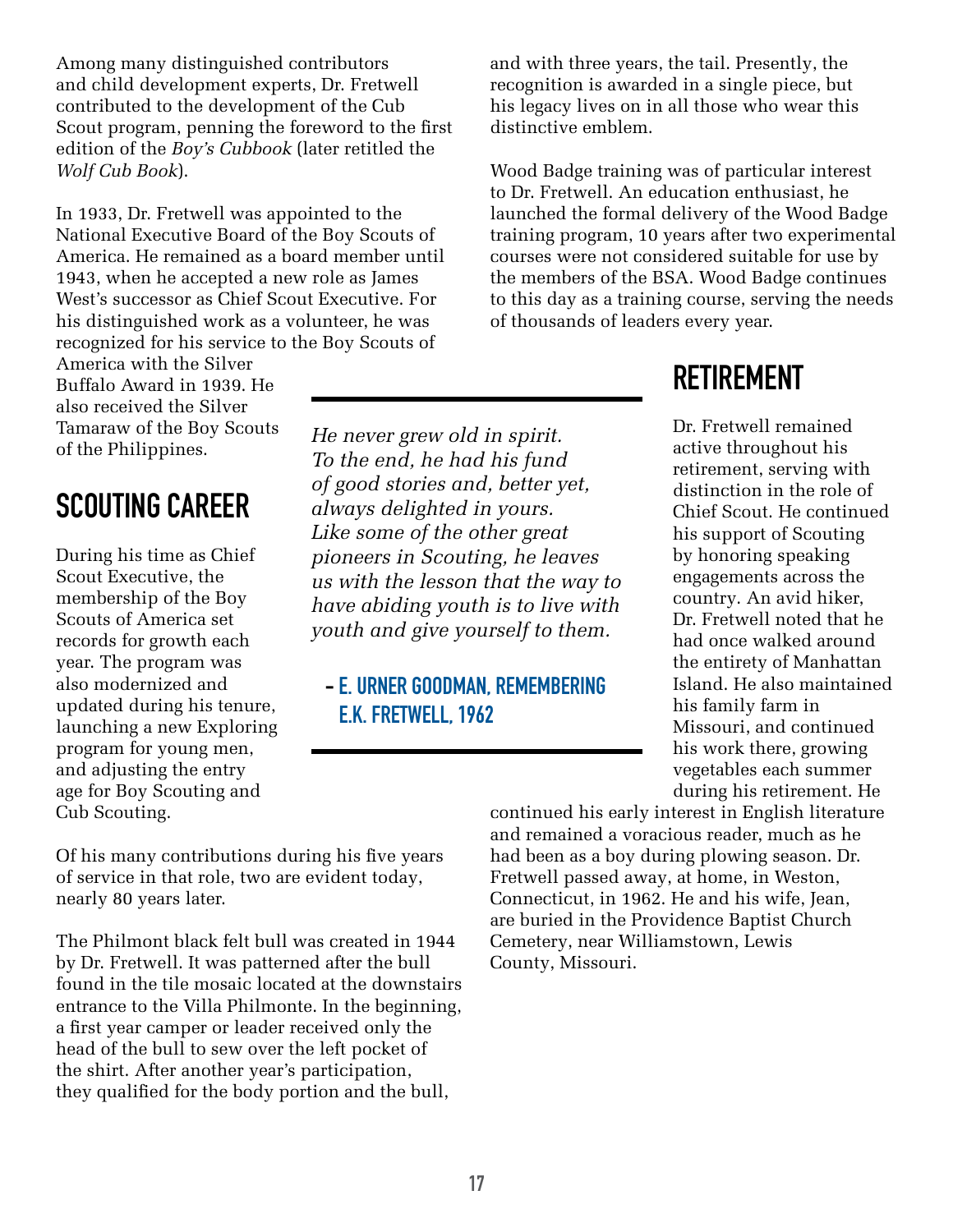Among many distinguished contributors and child development experts, Dr. Fretwell contributed to the development of the Cub Scout program, penning the foreword to the first edition of the *Boy's Cubbook* (later retitled the *Wolf Cub Book*).

In 1933, Dr. Fretwell was appointed to the National Executive Board of the Boy Scouts of America. He remained as a board member until 1943, when he accepted a new role as James West's successor as Chief Scout Executive. For his distinguished work as a volunteer, he was recognized for his service to the Boy Scouts of America with the Silver Buffalo Award in 1939. He also received the Silver Tamaraw of the Boy Scouts of the Philippines.

## SCOUTING CAREER

During his time as Chief Scout Executive, the membership of the Boy Scouts of America set records for growth each year. The program was also modernized and updated during his tenure, launching a new Exploring program for young men, and adjusting the entry age for Boy Scouting and Cub Scouting.

Of his many contributions during his five years of service in that role, two are evident today, nearly 80 years later.

The Philmont black felt bull was created in 1944 by Dr. Fretwell. It was patterned after the bull found in the tile mosaic located at the downstairs entrance to the Villa Philmonte. In the beginning, a first year camper or leader received only the head of the bull to sew over the left pocket of the shirt. After another year's participation, they qualified for the body portion and the bull, and with three years, the tail. Presently, the recognition is awarded in a single piece, but his legacy lives on in all those who wear this distinctive emblem.

Wood Badge training was of particular interest to Dr. Fretwell. An education enthusiast, he launched the formal delivery of the Wood Badge training program, 10 years after two experimental courses were not considered suitable for use by the members of the BSA. Wood Badge continues to this day as a training course, serving the needs of thousands of leaders every year.

> *He never grew old in spirit. To the end, he had his fund of good stories and, better yet, always delighted in yours. Like some of the other great pioneers in Scouting, he leaves us with the lesson that the way to have abiding youth is to live with youth and give yourself to them.*
>
> **- E. URNER GOODMAN, REMEMBERING E.K. FRETWELL, 1962**

## RETIREMENT

Dr. Fretwell remained active throughout his retirement, serving with distinction in the role of Chief Scout. He continued his support of Scouting by honoring speaking engagements across the country. An avid hiker, Dr. Fretwell noted that he had once walked around the entirety of Manhattan Island. He also maintained his family farm in Missouri, and continued his work there, growing vegetables each summer during his retirement. He continued his early interest in English literature and remained a voracious reader, much as he had been as a boy during plowing season. Dr. Fretwell passed away, at home, in Weston, Connecticut, in 1962. He and his wife, Jean, are buried in the Providence Baptist Church Cemetery, near Williamstown, Lewis County, Missouri.